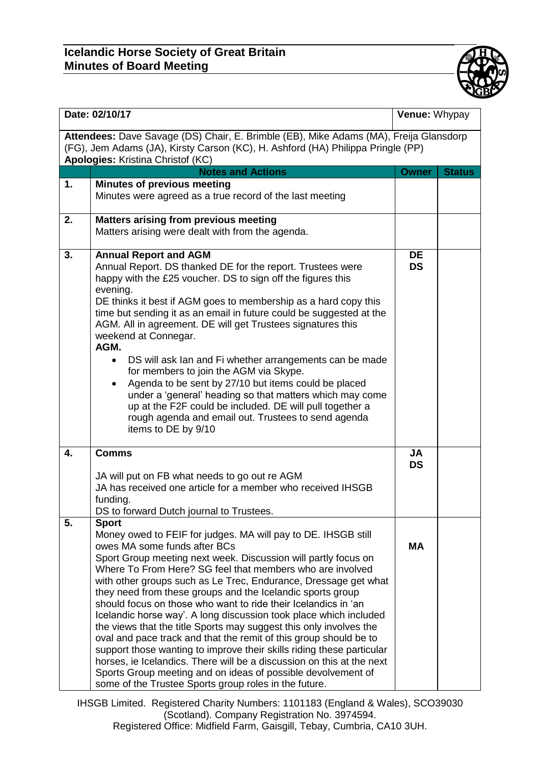## Icelandic Horse Society of Great Britain
## Minutes of Board Meeting

| **Date:** 02/10/17 | | **Venue:** Whypay | |
|---|---|---|---|
| **Attendees:** Dave Savage (DS) Chair, E. Brimble (EB), Mike Adams (MA), Freija Glansdorp (FG), Jem Adams (JA), Kirsty Carson (KC), H. Ashford (HA) Philippa Pringle (PP)<br>**Apologies:** Kristina Christof (KC) | | | |
| | **Notes and Actions** | **Owner** | **Status** |
| **1.** | **Minutes of previous meeting**<br>Minutes were agreed as a true record of the last meeting | | |
| **2.** | **Matters arising from previous meeting**<br>Matters arising were dealt with from the agenda. | | |
| **3.** | **Annual Report and AGM**<br>Annual Report. DS thanked DE for the report. Trustees were happy with the £25 voucher. DS to sign off the figures this evening.<br>DE thinks it best if AGM goes to membership as a hard copy this time but sending it as an email in future could be suggested at the AGM. All in agreement. DE will get Trustees signatures this weekend at Connegar.<br>**AGM.**<br>• DS will ask Ian and Fi whether arrangements can be made for members to join the AGM via Skype.<br>• Agenda to be sent by 27/10 but items could be placed under a 'general' heading so that matters which may come up at the F2F could be included. DE will pull together a rough agenda and email out. Trustees to send agenda items to DE by 9/10 | **DE**<br>**DS** | |
| **4.** | **Comms**<br>JA will put on FB what needs to go out re AGM<br>JA has received one article for a member who received IHSGB funding.<br>DS to forward Dutch journal to Trustees. | **JA**<br>**DS** | |
| **5.** | **Sport**<br>Money owed to FEIF for judges. MA will pay to DE. IHSGB still owes MA some funds after BCs<br>Sport Group meeting next week. Discussion will partly focus on Where To From Here? SG feel that members who are involved with other groups such as Le Trec, Endurance, Dressage get what they need from these groups and the Icelandic sports group should focus on those who want to ride their Icelandics in 'an Icelandic horse way'. A long discussion took place which included the views that the title Sports may suggest this only involves the oval and pace track and that the remit of this group should be to support those wanting to improve their skills riding these particular horses, ie Icelandics. There will be a discussion on this at the next Sports Group meeting and on ideas of possible devolvement of some of the Trustee Sports group roles in the future. | **MA** | |

IHSGB Limited. Registered Charity Numbers: 1101183 (England & Wales), SCO39030 (Scotland). Company Registration No. 3974594.
Registered Office: Midfield Farm, Gaisgill, Tebay, Cumbria, CA10 3UH.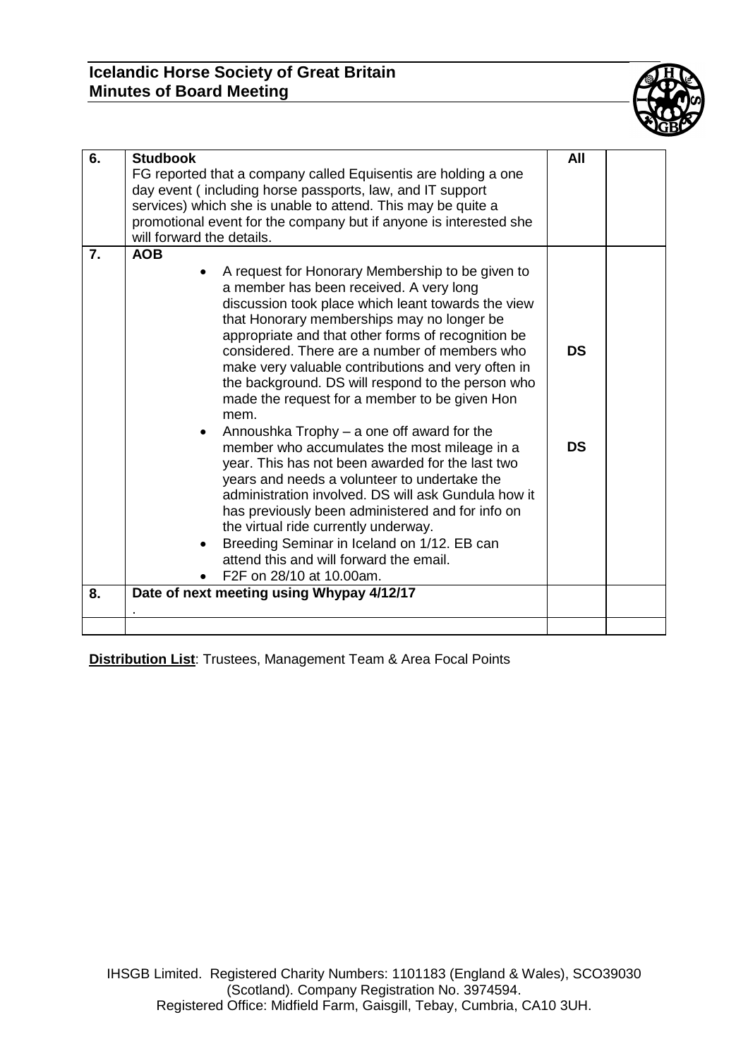| | | | |
|---|---|---|---|
| **6.** | **Studbook**<br>FG reported that a company called Equisentis are holding a one day event ( including horse passports, law, and IT support services) which she is unable to attend. This may be quite a promotional event for the company but if anyone is interested she will forward the details. | **All** | |
| **7.** | **AOB**<br>• A request for Honorary Membership to be given to a member has been received. A very long discussion took place which leant towards the view that Honorary memberships may no longer be appropriate and that other forms of recognition be considered. There are a number of members who make very valuable contributions and very often in the background. DS will respond to the person who made the request for a member to be given Hon mem.<br>• Annoushka Trophy – a one off award for the member who accumulates the most mileage in a year. This has not been awarded for the last two years and needs a volunteer to undertake the administration involved. DS will ask Gundula how it has previously been administered and for info on the virtual ride currently underway.<br>• Breeding Seminar in Iceland on 1/12. EB can attend this and will forward the email.<br>• F2F on 28/10 at 10.00am. | **DS**<br><br>**DS** | |
| **8.** | **Date of next meeting using Whypay 4/12/17**<br>. | | |
| | | | |

**Distribution List**: Trustees, Management Team & Area Focal Points

IHSGB Limited. Registered Charity Numbers: 1101183 (England & Wales), SCO39030 (Scotland). Company Registration No. 3974594.
Registered Office: Midfield Farm, Gaisgill, Tebay, Cumbria, CA10 3UH.